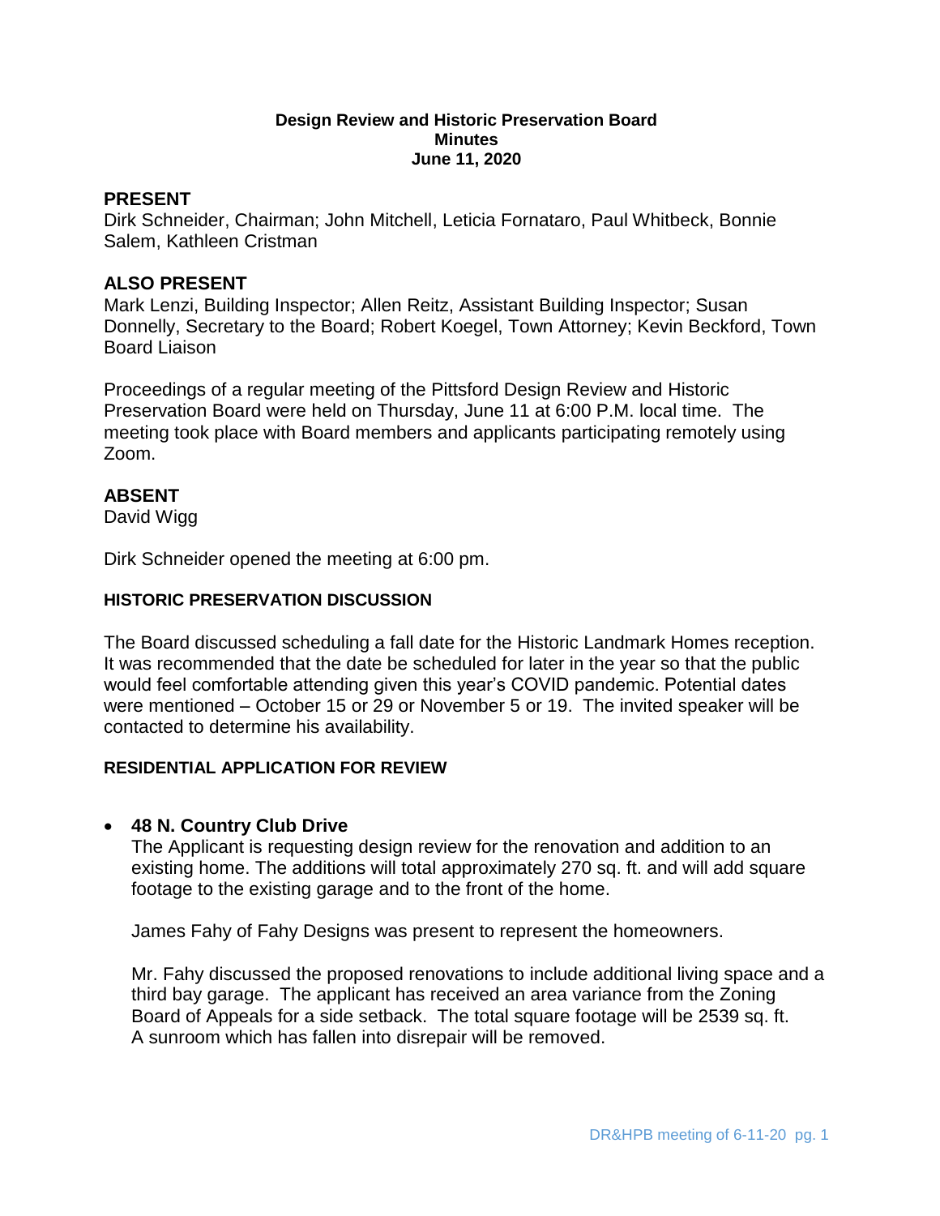**Design Review and Historic Preservation Board**
**Minutes**
**June 11, 2020**

## PRESENT

Dirk Schneider, Chairman; John Mitchell, Leticia Fornataro, Paul Whitbeck, Bonnie Salem, Kathleen Cristman

## ALSO PRESENT

Mark Lenzi, Building Inspector; Allen Reitz, Assistant Building Inspector; Susan Donnelly, Secretary to the Board; Robert Koegel, Town Attorney; Kevin Beckford, Town Board Liaison

Proceedings of a regular meeting of the Pittsford Design Review and Historic Preservation Board were held on Thursday, June 11 at 6:00 P.M. local time. The meeting took place with Board members and applicants participating remotely using Zoom.

## ABSENT

David Wigg

Dirk Schneider opened the meeting at 6:00 pm.

### HISTORIC PRESERVATION DISCUSSION

The Board discussed scheduling a fall date for the Historic Landmark Homes reception. It was recommended that the date be scheduled for later in the year so that the public would feel comfortable attending given this year's COVID pandemic. Potential dates were mentioned – October 15 or 29 or November 5 or 19. The invited speaker will be contacted to determine his availability.

### RESIDENTIAL APPLICATION FOR REVIEW

- **48 N. Country Club Drive**

  The Applicant is requesting design review for the renovation and addition to an existing home. The additions will total approximately 270 sq. ft. and will add square footage to the existing garage and to the front of the home.

  James Fahy of Fahy Designs was present to represent the homeowners.

  Mr. Fahy discussed the proposed renovations to include additional living space and a third bay garage. The applicant has received an area variance from the Zoning Board of Appeals for a side setback. The total square footage will be 2539 sq. ft. A sunroom which has fallen into disrepair will be removed.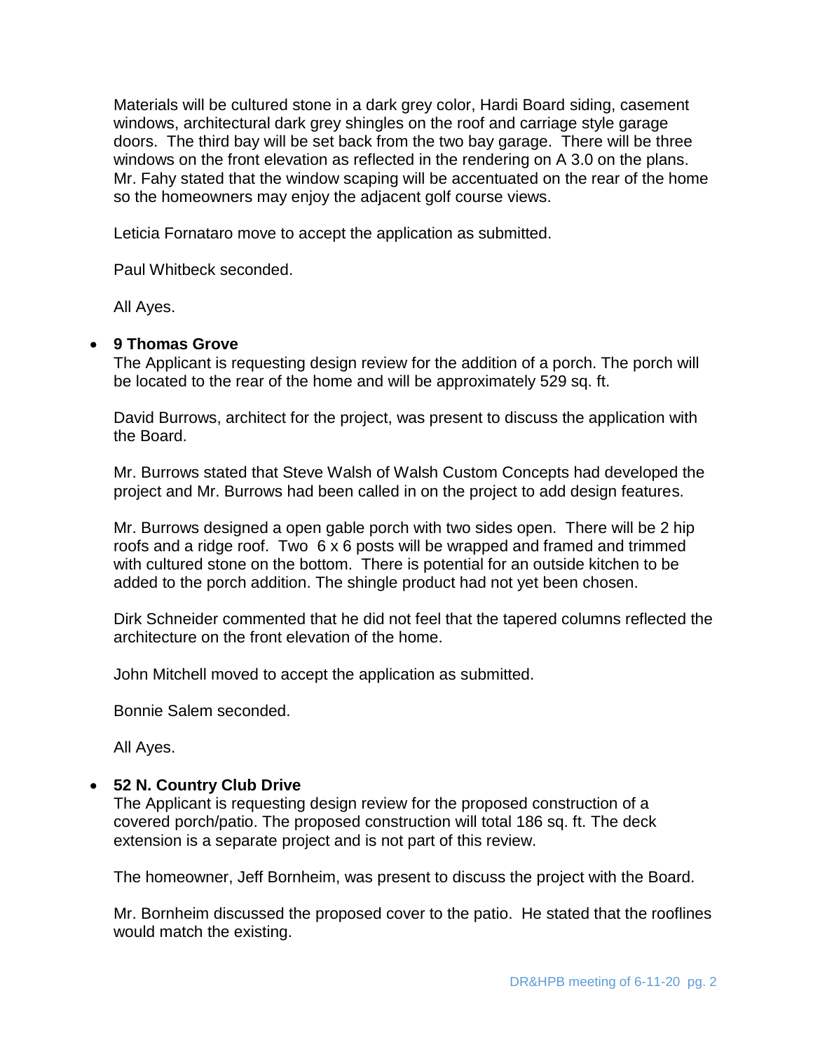Materials will be cultured stone in a dark grey color, Hardi Board siding, casement windows, architectural dark grey shingles on the roof and carriage style garage doors. The third bay will be set back from the two bay garage. There will be three windows on the front elevation as reflected in the rendering on A 3.0 on the plans. Mr. Fahy stated that the window scaping will be accentuated on the rear of the home so the homeowners may enjoy the adjacent golf course views.

Leticia Fornataro move to accept the application as submitted.

Paul Whitbeck seconded.

All Ayes.

- **9 Thomas Grove**

  The Applicant is requesting design review for the addition of a porch. The porch will be located to the rear of the home and will be approximately 529 sq. ft.

  David Burrows, architect for the project, was present to discuss the application with the Board.

  Mr. Burrows stated that Steve Walsh of Walsh Custom Concepts had developed the project and Mr. Burrows had been called in on the project to add design features.

  Mr. Burrows designed a open gable porch with two sides open. There will be 2 hip roofs and a ridge roof. Two 6 x 6 posts will be wrapped and framed and trimmed with cultured stone on the bottom. There is potential for an outside kitchen to be added to the porch addition. The shingle product had not yet been chosen.

  Dirk Schneider commented that he did not feel that the tapered columns reflected the architecture on the front elevation of the home.

  John Mitchell moved to accept the application as submitted.

  Bonnie Salem seconded.

  All Ayes.

- **52 N. Country Club Drive**

  The Applicant is requesting design review for the proposed construction of a covered porch/patio. The proposed construction will total 186 sq. ft. The deck extension is a separate project and is not part of this review.

  The homeowner, Jeff Bornheim, was present to discuss the project with the Board.

  Mr. Bornheim discussed the proposed cover to the patio. He stated that the rooflines would match the existing.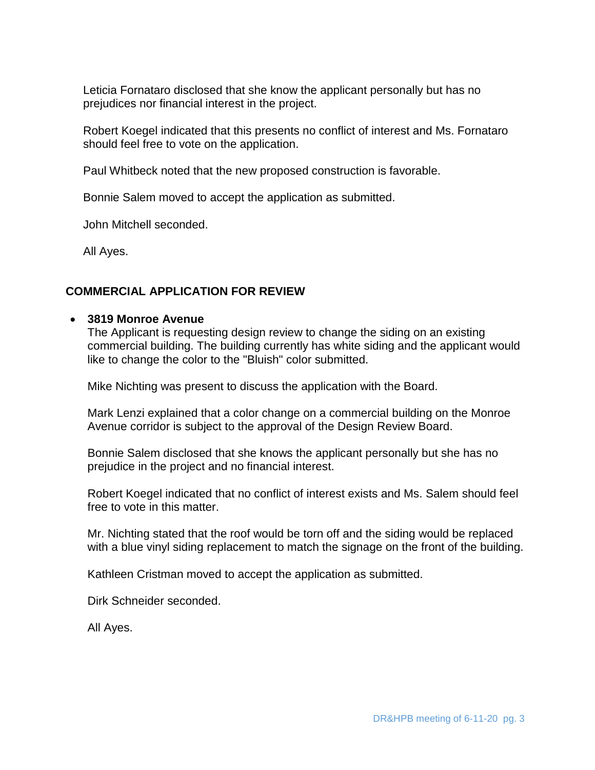Leticia Fornataro disclosed that she know the applicant personally but has no prejudices nor financial interest in the project.

Robert Koegel indicated that this presents no conflict of interest and Ms. Fornataro should feel free to vote on the application.

Paul Whitbeck noted that the new proposed construction is favorable.

Bonnie Salem moved to accept the application as submitted.

John Mitchell seconded.

All Ayes.

## COMMERCIAL APPLICATION FOR REVIEW

- **3819 Monroe Avenue**

  The Applicant is requesting design review to change the siding on an existing commercial building. The building currently has white siding and the applicant would like to change the color to the "Bluish" color submitted.

  Mike Nichting was present to discuss the application with the Board.

  Mark Lenzi explained that a color change on a commercial building on the Monroe Avenue corridor is subject to the approval of the Design Review Board.

  Bonnie Salem disclosed that she knows the applicant personally but she has no prejudice in the project and no financial interest.

  Robert Koegel indicated that no conflict of interest exists and Ms. Salem should feel free to vote in this matter.

  Mr. Nichting stated that the roof would be torn off and the siding would be replaced with a blue vinyl siding replacement to match the signage on the front of the building.

  Kathleen Cristman moved to accept the application as submitted.

  Dirk Schneider seconded.

  All Ayes.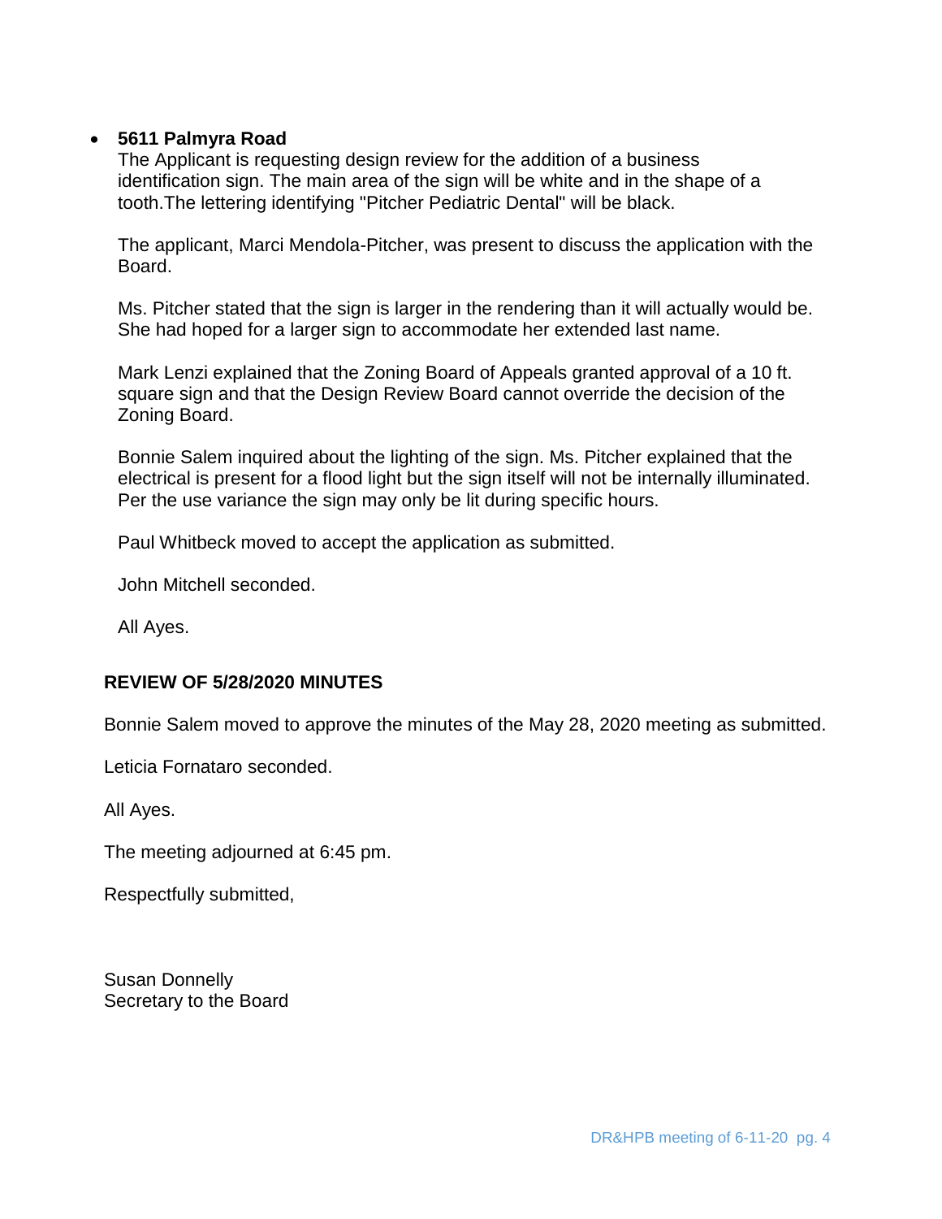- **5611 Palmyra Road**

  The Applicant is requesting design review for the addition of a business identification sign. The main area of the sign will be white and in the shape of a tooth.The lettering identifying "Pitcher Pediatric Dental" will be black.

  The applicant, Marci Mendola-Pitcher, was present to discuss the application with the Board.

  Ms. Pitcher stated that the sign is larger in the rendering than it will actually would be. She had hoped for a larger sign to accommodate her extended last name.

  Mark Lenzi explained that the Zoning Board of Appeals granted approval of a 10 ft. square sign and that the Design Review Board cannot override the decision of the Zoning Board.

  Bonnie Salem inquired about the lighting of the sign. Ms. Pitcher explained that the electrical is present for a flood light but the sign itself will not be internally illuminated. Per the use variance the sign may only be lit during specific hours.

  Paul Whitbeck moved to accept the application as submitted.

  John Mitchell seconded.

  All Ayes.

**REVIEW OF 5/28/2020 MINUTES**

Bonnie Salem moved to approve the minutes of the May 28, 2020 meeting as submitted.

Leticia Fornataro seconded.

All Ayes.

The meeting adjourned at 6:45 pm.

Respectfully submitted,

Susan Donnelly
Secretary to the Board